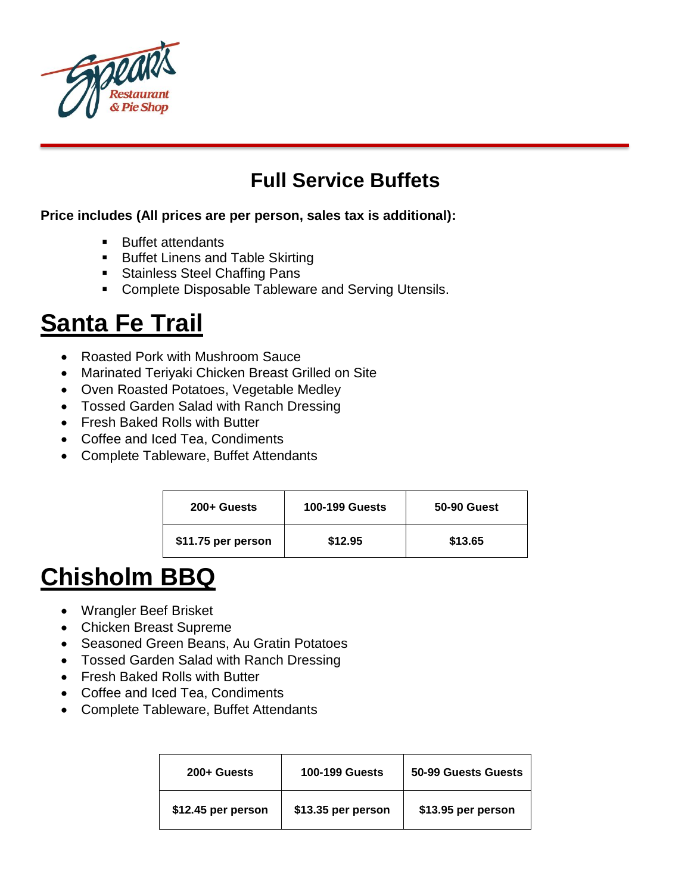Spear's Restaurant & Pie Shop

# Full Service Buffets

**Price includes (All prices are per person, sales tax is additional):**

- Buffet attendants
- Buffet Linens and Table Skirting
- Stainless Steel Chaffing Pans
- Complete Disposable Tableware and Serving Utensils.

## Santa Fe Trail

- Roasted Pork with Mushroom Sauce
- Marinated Teriyaki Chicken Breast Grilled on Site
- Oven Roasted Potatoes, Vegetable Medley
- Tossed Garden Salad with Ranch Dressing
- Fresh Baked Rolls with Butter
- Coffee and Iced Tea, Condiments
- Complete Tableware, Buffet Attendants

| 200+ Guests | 100-199 Guests | 50-90 Guest |
|---|---|---|
| $11.75 per person | $12.95 | $13.65 |

## Chisholm BBQ

- Wrangler Beef Brisket
- Chicken Breast Supreme
- Seasoned Green Beans, Au Gratin Potatoes
- Tossed Garden Salad with Ranch Dressing
- Fresh Baked Rolls with Butter
- Coffee and Iced Tea, Condiments
- Complete Tableware, Buffet Attendants

| 200+ Guests | 100-199 Guests | 50-99 Guests Guests |
|---|---|---|
| $12.45 per person | $13.35 per person | $13.95 per person |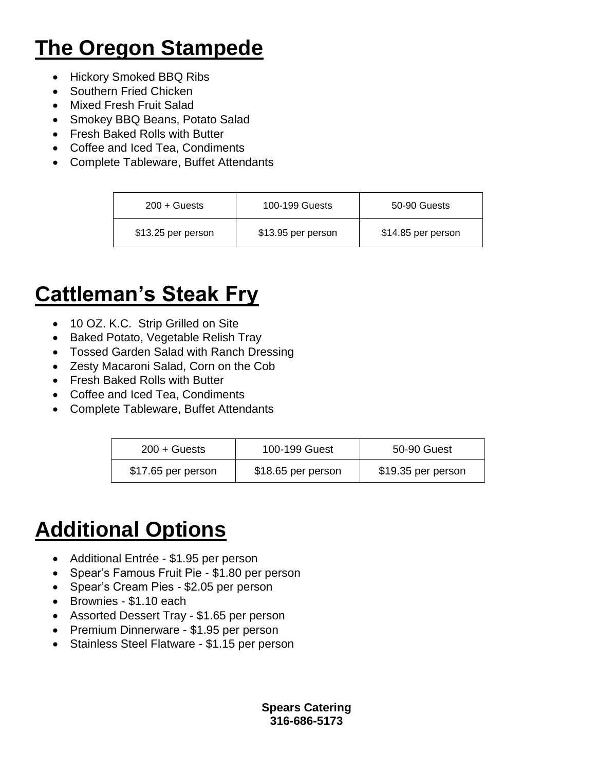# The Oregon Stampede

- Hickory Smoked BBQ Ribs
- Southern Fried Chicken
- Mixed Fresh Fruit Salad
- Smokey BBQ Beans, Potato Salad
- Fresh Baked Rolls with Butter
- Coffee and Iced Tea, Condiments
- Complete Tableware, Buffet Attendants

| 200 + Guests | 100-199 Guests | 50-90 Guests |
| --- | --- | --- |
| $13.25 per person | $13.95 per person | $14.85 per person |

# Cattleman's Steak Fry

- 10 OZ. K.C. Strip Grilled on Site
- Baked Potato, Vegetable Relish Tray
- Tossed Garden Salad with Ranch Dressing
- Zesty Macaroni Salad, Corn on the Cob
- Fresh Baked Rolls with Butter
- Coffee and Iced Tea, Condiments
- Complete Tableware, Buffet Attendants

| 200 + Guests | 100-199 Guest | 50-90 Guest |
| --- | --- | --- |
| $17.65 per person | $18.65 per person | $19.35 per person |

# Additional Options

- Additional Entrée - $1.95 per person
- Spear's Famous Fruit Pie - $1.80 per person
- Spear's Cream Pies - $2.05 per person
- Brownies - $1.10 each
- Assorted Dessert Tray - $1.65 per person
- Premium Dinnerware - $1.95 per person
- Stainless Steel Flatware - $1.15 per person

**Spears Catering**
**316-686-5173**